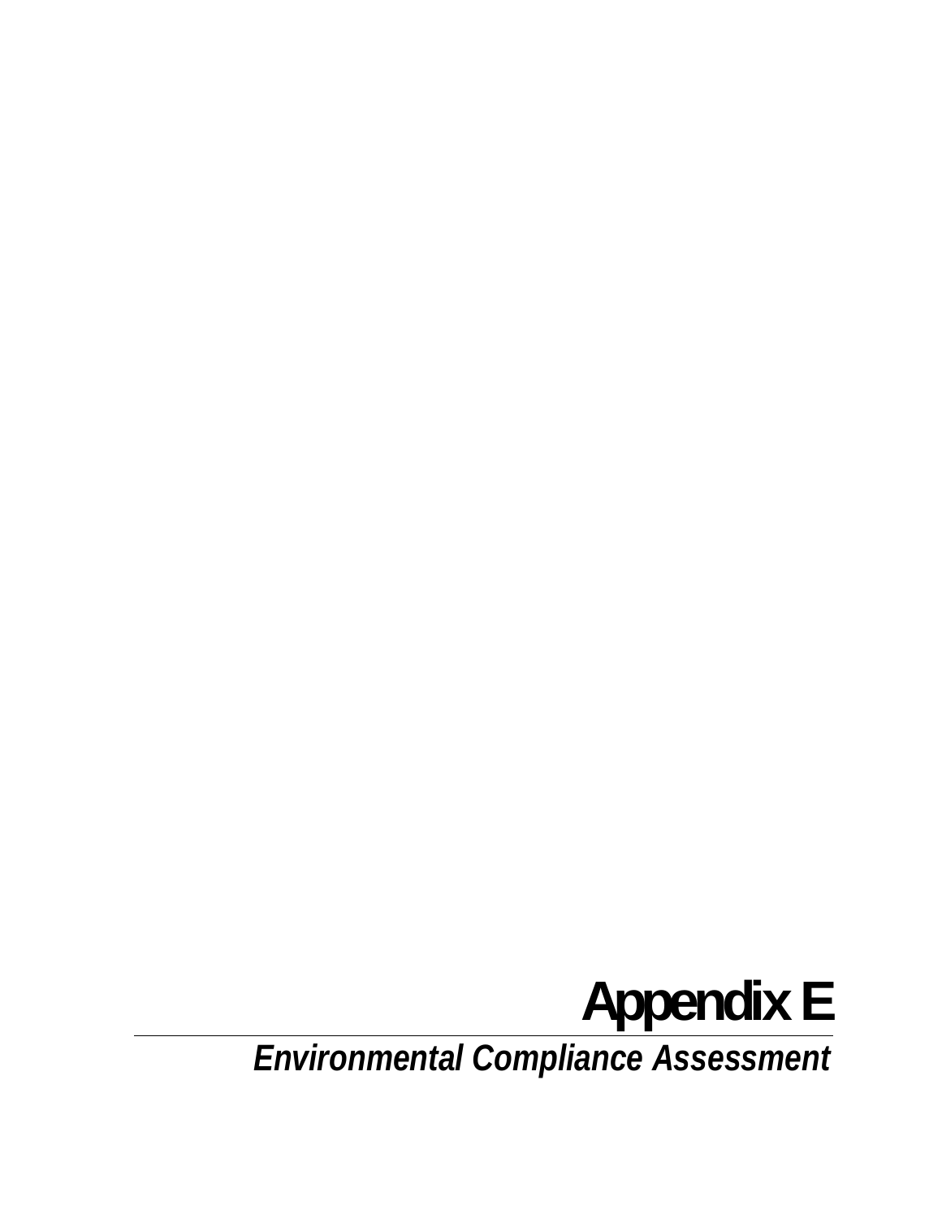# Appendix E

## *Environmental Compliance Assessment*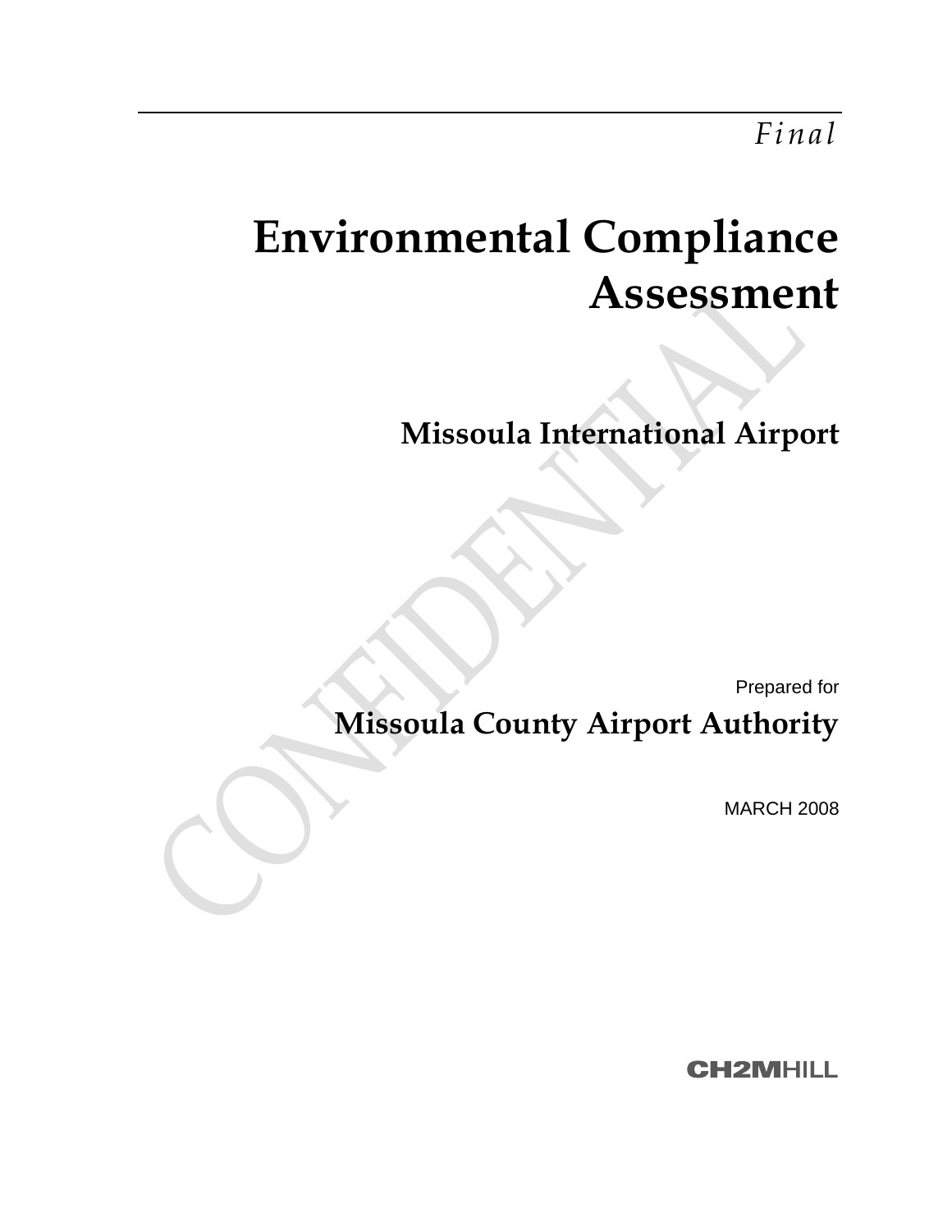*Final*

# Environmental Compliance Assessment

## Missoula International Airport

Prepared for

**Missoula County Airport Authority**

MARCH 2008

CH2MHILL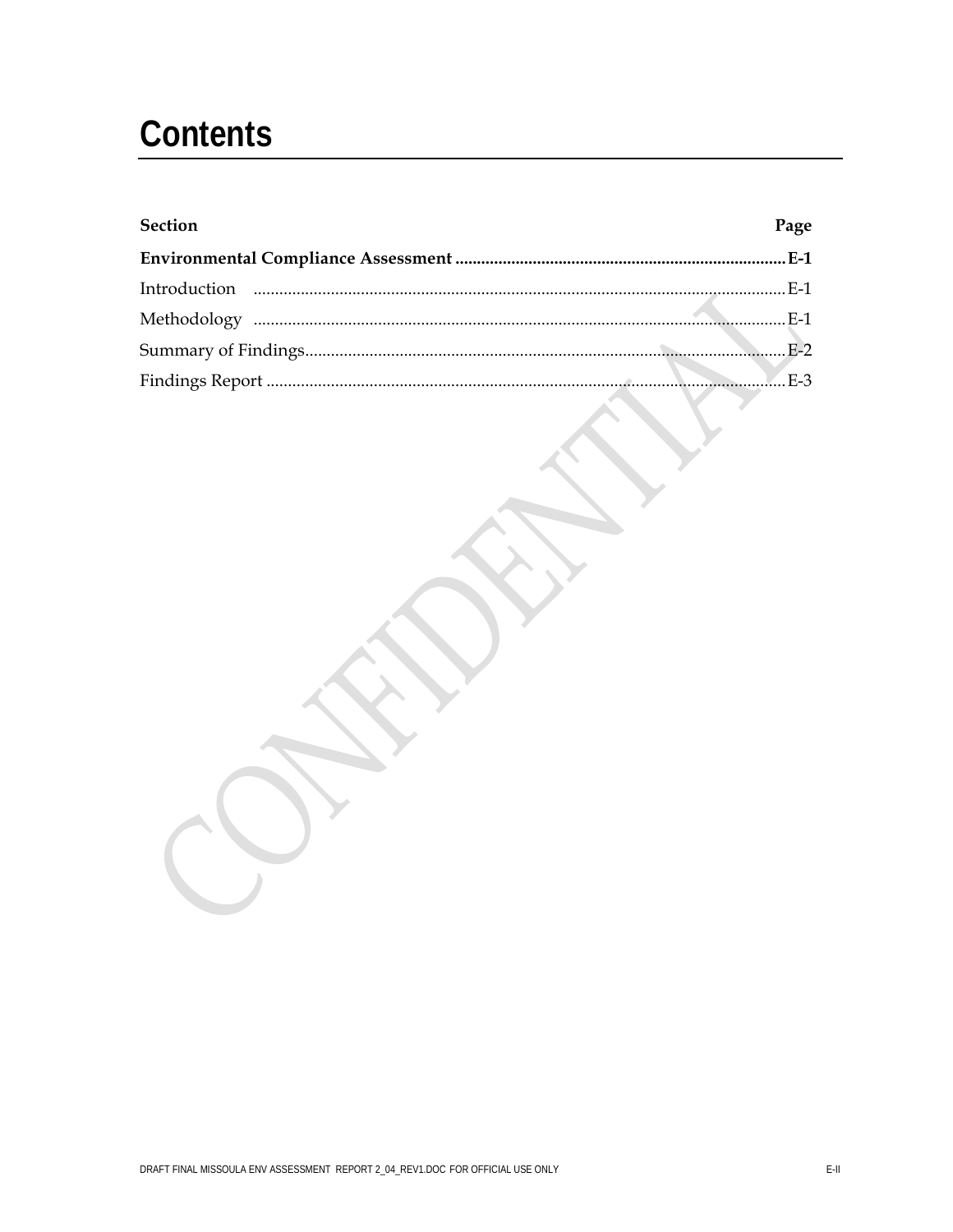# Contents

| Section | Page |
|---|---|
| **Environmental Compliance Assessment** | **E-1** |
| Introduction | E-1 |
| Methodology | E-1 |
| Summary of Findings | E-2 |
| Findings Report | E-3 |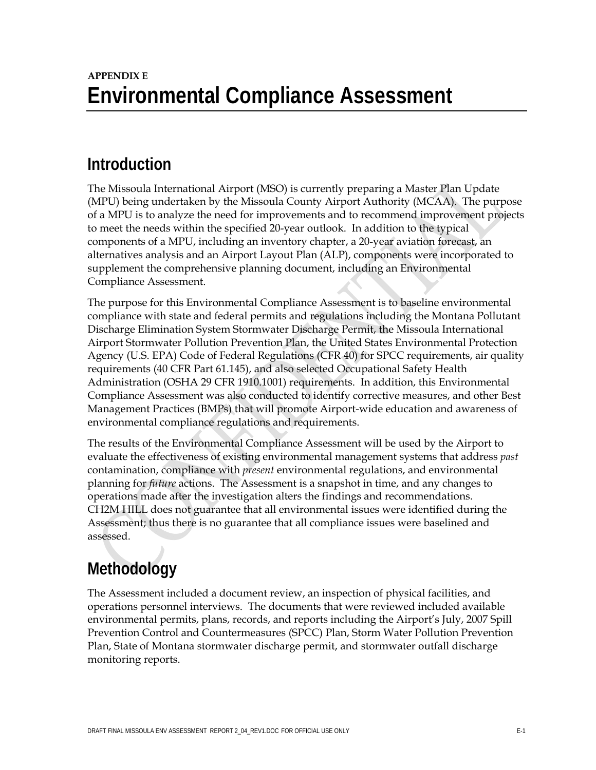**APPENDIX E**

# Environmental Compliance Assessment

## Introduction

The Missoula International Airport (MSO) is currently preparing a Master Plan Update (MPU) being undertaken by the Missoula County Airport Authority (MCAA). The purpose of a MPU is to analyze the need for improvements and to recommend improvement projects to meet the needs within the specified 20-year outlook. In addition to the typical components of a MPU, including an inventory chapter, a 20-year aviation forecast, an alternatives analysis and an Airport Layout Plan (ALP), components were incorporated to supplement the comprehensive planning document, including an Environmental Compliance Assessment.

The purpose for this Environmental Compliance Assessment is to baseline environmental compliance with state and federal permits and regulations including the Montana Pollutant Discharge Elimination System Stormwater Discharge Permit, the Missoula International Airport Stormwater Pollution Prevention Plan, the United States Environmental Protection Agency (U.S. EPA) Code of Federal Regulations (CFR 40) for SPCC requirements, air quality requirements (40 CFR Part 61.145), and also selected Occupational Safety Health Administration (OSHA 29 CFR 1910.1001) requirements. In addition, this Environmental Compliance Assessment was also conducted to identify corrective measures, and other Best Management Practices (BMPs) that will promote Airport-wide education and awareness of environmental compliance regulations and requirements.

The results of the Environmental Compliance Assessment will be used by the Airport to evaluate the effectiveness of existing environmental management systems that address *past* contamination, compliance with *present* environmental regulations, and environmental planning for *future* actions. The Assessment is a snapshot in time, and any changes to operations made after the investigation alters the findings and recommendations. CH2M HILL does not guarantee that all environmental issues were identified during the Assessment; thus there is no guarantee that all compliance issues were baselined and assessed.

## Methodology

The Assessment included a document review, an inspection of physical facilities, and operations personnel interviews. The documents that were reviewed included available environmental permits, plans, records, and reports including the Airport's July, 2007 Spill Prevention Control and Countermeasures (SPCC) Plan, Storm Water Pollution Prevention Plan, State of Montana stormwater discharge permit, and stormwater outfall discharge monitoring reports.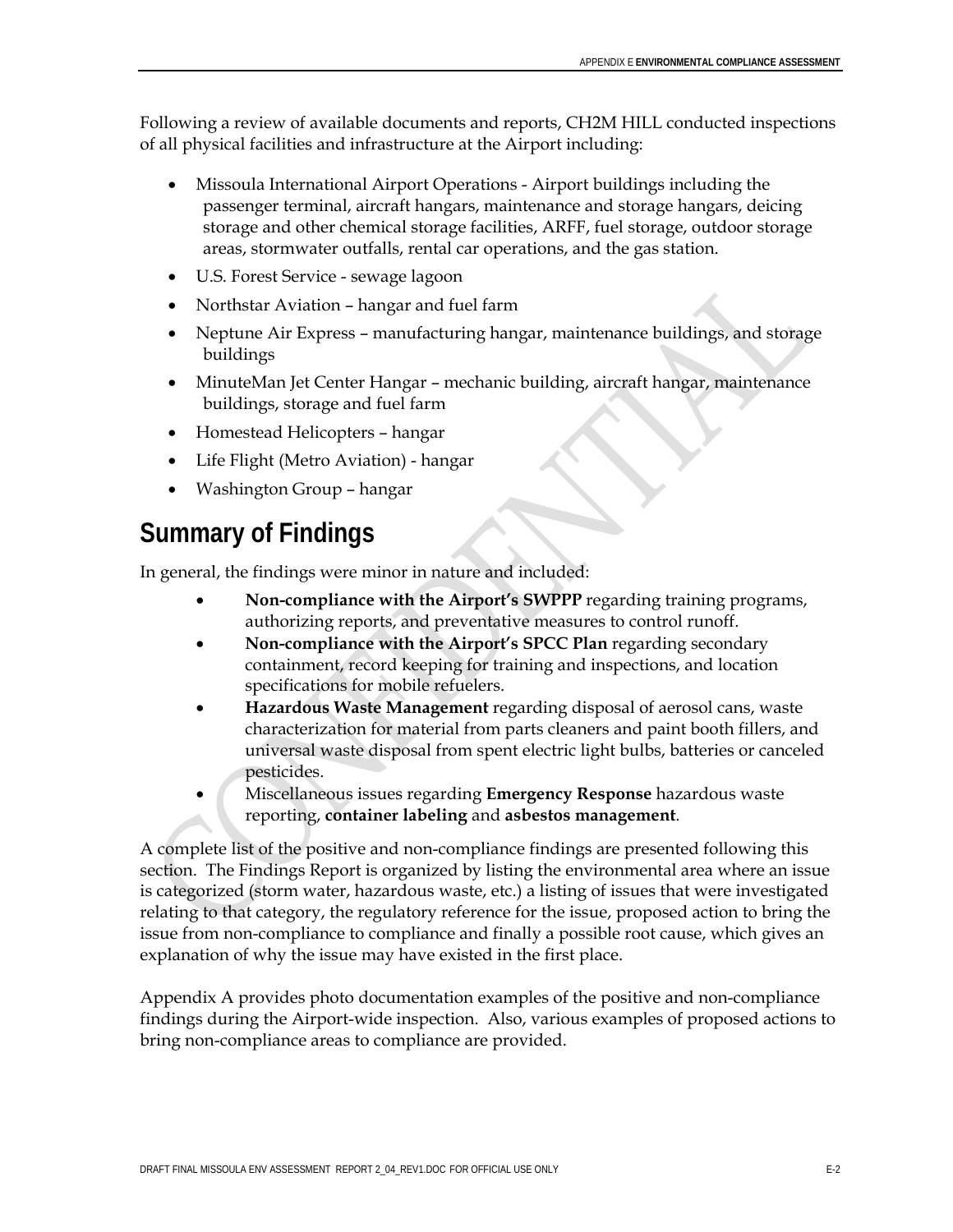Following a review of available documents and reports, CH2M HILL conducted inspections of all physical facilities and infrastructure at the Airport including:

- Missoula International Airport Operations - Airport buildings including the passenger terminal, aircraft hangars, maintenance and storage hangars, deicing storage and other chemical storage facilities, ARFF, fuel storage, outdoor storage areas, stormwater outfalls, rental car operations, and the gas station.
- U.S. Forest Service - sewage lagoon
- Northstar Aviation – hangar and fuel farm
- Neptune Air Express – manufacturing hangar, maintenance buildings, and storage buildings
- MinuteMan Jet Center Hangar – mechanic building, aircraft hangar, maintenance buildings, storage and fuel farm
- Homestead Helicopters – hangar
- Life Flight (Metro Aviation) - hangar
- Washington Group – hangar

## Summary of Findings

In general, the findings were minor in nature and included:

- **Non-compliance with the Airport's SWPPP** regarding training programs, authorizing reports, and preventative measures to control runoff.
- **Non-compliance with the Airport's SPCC Plan** regarding secondary containment, record keeping for training and inspections, and location specifications for mobile refuelers.
- **Hazardous Waste Management** regarding disposal of aerosol cans, waste characterization for material from parts cleaners and paint booth fillers, and universal waste disposal from spent electric light bulbs, batteries or canceled pesticides.
- Miscellaneous issues regarding **Emergency Response** hazardous waste reporting, **container labeling** and **asbestos management**.

A complete list of the positive and non-compliance findings are presented following this section. The Findings Report is organized by listing the environmental area where an issue is categorized (storm water, hazardous waste, etc.) a listing of issues that were investigated relating to that category, the regulatory reference for the issue, proposed action to bring the issue from non-compliance to compliance and finally a possible root cause, which gives an explanation of why the issue may have existed in the first place.

Appendix A provides photo documentation examples of the positive and non-compliance findings during the Airport-wide inspection. Also, various examples of proposed actions to bring non-compliance areas to compliance are provided.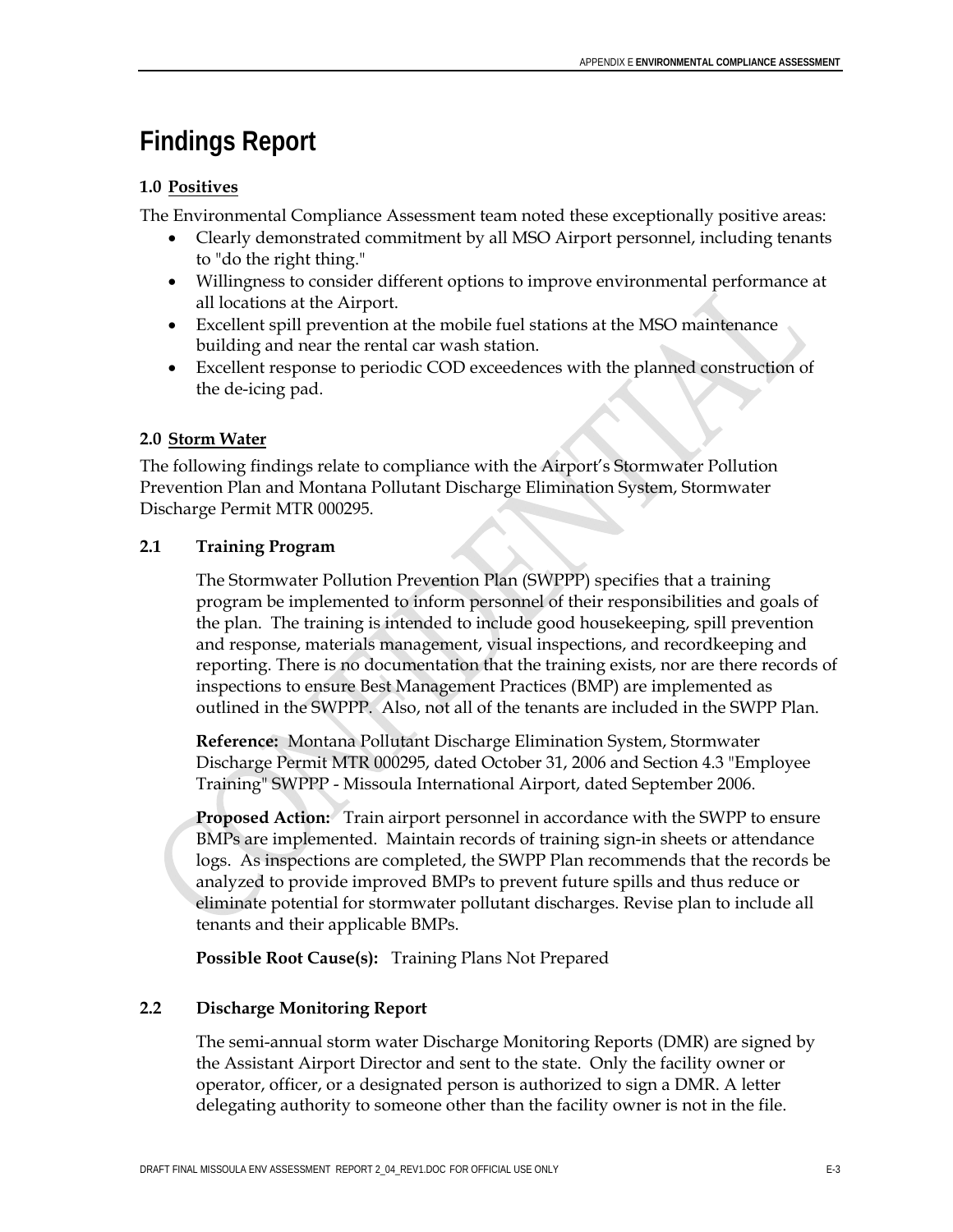# Findings Report

## 1.0 Positives

The Environmental Compliance Assessment team noted these exceptionally positive areas:

- Clearly demonstrated commitment by all MSO Airport personnel, including tenants to "do the right thing."
- Willingness to consider different options to improve environmental performance at all locations at the Airport.
- Excellent spill prevention at the mobile fuel stations at the MSO maintenance building and near the rental car wash station.
- Excellent response to periodic COD exceedences with the planned construction of the de-icing pad.

## 2.0 Storm Water

The following findings relate to compliance with the Airport's Stormwater Pollution Prevention Plan and Montana Pollutant Discharge Elimination System, Stormwater Discharge Permit MTR 000295.

### 2.1 Training Program

The Stormwater Pollution Prevention Plan (SWPPP) specifies that a training program be implemented to inform personnel of their responsibilities and goals of the plan. The training is intended to include good housekeeping, spill prevention and response, materials management, visual inspections, and recordkeeping and reporting. There is no documentation that the training exists, nor are there records of inspections to ensure Best Management Practices (BMP) are implemented as outlined in the SWPPP. Also, not all of the tenants are included in the SWPP Plan.

**Reference:** Montana Pollutant Discharge Elimination System, Stormwater Discharge Permit MTR 000295, dated October 31, 2006 and Section 4.3 "Employee Training" SWPPP - Missoula International Airport, dated September 2006.

**Proposed Action:** Train airport personnel in accordance with the SWPP to ensure BMPs are implemented. Maintain records of training sign-in sheets or attendance logs. As inspections are completed, the SWPP Plan recommends that the records be analyzed to provide improved BMPs to prevent future spills and thus reduce or eliminate potential for stormwater pollutant discharges. Revise plan to include all tenants and their applicable BMPs.

**Possible Root Cause(s):** Training Plans Not Prepared

### 2.2 Discharge Monitoring Report

The semi-annual storm water Discharge Monitoring Reports (DMR) are signed by the Assistant Airport Director and sent to the state. Only the facility owner or operator, officer, or a designated person is authorized to sign a DMR. A letter delegating authority to someone other than the facility owner is not in the file.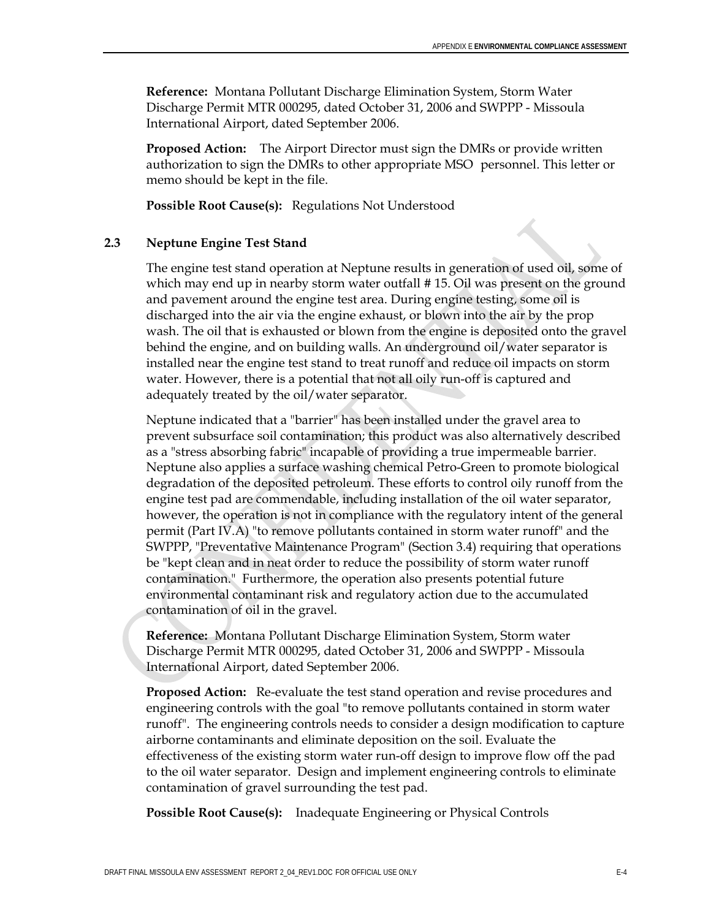**Reference:** Montana Pollutant Discharge Elimination System, Storm Water Discharge Permit MTR 000295, dated October 31, 2006 and SWPPP - Missoula International Airport, dated September 2006.

**Proposed Action:** The Airport Director must sign the DMRs or provide written authorization to sign the DMRs to other appropriate MSO personnel. This letter or memo should be kept in the file.

**Possible Root Cause(s):** Regulations Not Understood

### 2.3 Neptune Engine Test Stand

The engine test stand operation at Neptune results in generation of used oil, some of which may end up in nearby storm water outfall # 15. Oil was present on the ground and pavement around the engine test area. During engine testing, some oil is discharged into the air via the engine exhaust, or blown into the air by the prop wash. The oil that is exhausted or blown from the engine is deposited onto the gravel behind the engine, and on building walls. An underground oil/water separator is installed near the engine test stand to treat runoff and reduce oil impacts on storm water. However, there is a potential that not all oily run-off is captured and adequately treated by the oil/water separator.

Neptune indicated that a "barrier" has been installed under the gravel area to prevent subsurface soil contamination; this product was also alternatively described as a "stress absorbing fabric" incapable of providing a true impermeable barrier. Neptune also applies a surface washing chemical Petro-Green to promote biological degradation of the deposited petroleum. These efforts to control oily runoff from the engine test pad are commendable, including installation of the oil water separator, however, the operation is not in compliance with the regulatory intent of the general permit (Part IV.A) "to remove pollutants contained in storm water runoff" and the SWPPP, "Preventative Maintenance Program" (Section 3.4) requiring that operations be "kept clean and in neat order to reduce the possibility of storm water runoff contamination." Furthermore, the operation also presents potential future environmental contaminant risk and regulatory action due to the accumulated contamination of oil in the gravel.

**Reference:** Montana Pollutant Discharge Elimination System, Storm water Discharge Permit MTR 000295, dated October 31, 2006 and SWPPP - Missoula International Airport, dated September 2006.

**Proposed Action:** Re-evaluate the test stand operation and revise procedures and engineering controls with the goal "to remove pollutants contained in storm water runoff". The engineering controls needs to consider a design modification to capture airborne contaminants and eliminate deposition on the soil. Evaluate the effectiveness of the existing storm water run-off design to improve flow off the pad to the oil water separator. Design and implement engineering controls to eliminate contamination of gravel surrounding the test pad.

**Possible Root Cause(s):** Inadequate Engineering or Physical Controls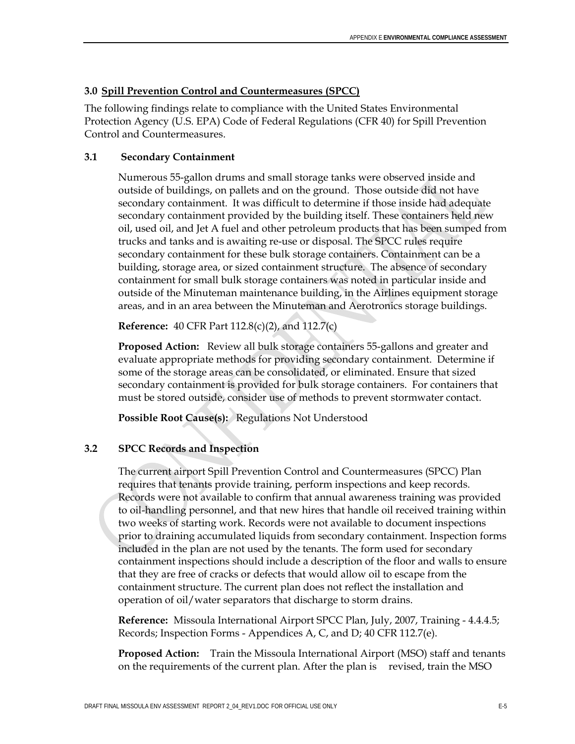## 3.0 Spill Prevention Control and Countermeasures (SPCC)

The following findings relate to compliance with the United States Environmental Protection Agency (U.S. EPA) Code of Federal Regulations (CFR 40) for Spill Prevention Control and Countermeasures.

### 3.1 Secondary Containment

Numerous 55-gallon drums and small storage tanks were observed inside and outside of buildings, on pallets and on the ground. Those outside did not have secondary containment. It was difficult to determine if those inside had adequate secondary containment provided by the building itself. These containers held new oil, used oil, and Jet A fuel and other petroleum products that has been sumped from trucks and tanks and is awaiting re-use or disposal. The SPCC rules require secondary containment for these bulk storage containers. Containment can be a building, storage area, or sized containment structure. The absence of secondary containment for small bulk storage containers was noted in particular inside and outside of the Minuteman maintenance building, in the Airlines equipment storage areas, and in an area between the Minuteman and Aerotronics storage buildings.

**Reference:** 40 CFR Part 112.8(c)(2), and 112.7(c)

**Proposed Action:** Review all bulk storage containers 55-gallons and greater and evaluate appropriate methods for providing secondary containment. Determine if some of the storage areas can be consolidated, or eliminated. Ensure that sized secondary containment is provided for bulk storage containers. For containers that must be stored outside, consider use of methods to prevent stormwater contact.

**Possible Root Cause(s):** Regulations Not Understood

### 3.2 SPCC Records and Inspection

The current airport Spill Prevention Control and Countermeasures (SPCC) Plan requires that tenants provide training, perform inspections and keep records. Records were not available to confirm that annual awareness training was provided to oil-handling personnel, and that new hires that handle oil received training within two weeks of starting work. Records were not available to document inspections prior to draining accumulated liquids from secondary containment. Inspection forms included in the plan are not used by the tenants. The form used for secondary containment inspections should include a description of the floor and walls to ensure that they are free of cracks or defects that would allow oil to escape from the containment structure. The current plan does not reflect the installation and operation of oil/water separators that discharge to storm drains.

**Reference:** Missoula International Airport SPCC Plan, July, 2007, Training - 4.4.4.5; Records; Inspection Forms - Appendices A, C, and D; 40 CFR 112.7(e).

**Proposed Action:** Train the Missoula International Airport (MSO) staff and tenants on the requirements of the current plan. After the plan is revised, train the MSO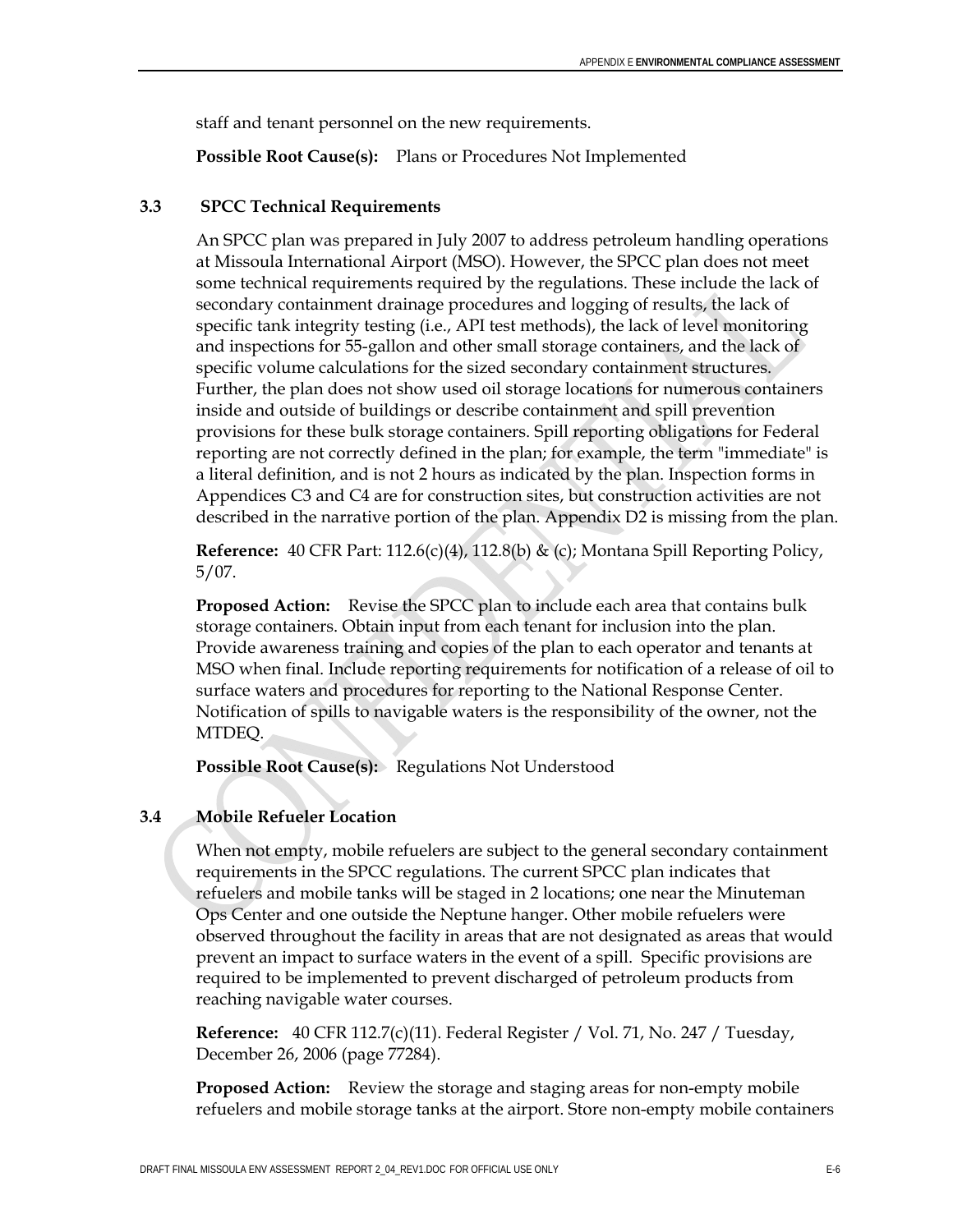staff and tenant personnel on the new requirements.

**Possible Root Cause(s):** Plans or Procedures Not Implemented

### 3.3 SPCC Technical Requirements

An SPCC plan was prepared in July 2007 to address petroleum handling operations at Missoula International Airport (MSO). However, the SPCC plan does not meet some technical requirements required by the regulations. These include the lack of secondary containment drainage procedures and logging of results, the lack of specific tank integrity testing (i.e., API test methods), the lack of level monitoring and inspections for 55-gallon and other small storage containers, and the lack of specific volume calculations for the sized secondary containment structures. Further, the plan does not show used oil storage locations for numerous containers inside and outside of buildings or describe containment and spill prevention provisions for these bulk storage containers. Spill reporting obligations for Federal reporting are not correctly defined in the plan; for example, the term "immediate" is a literal definition, and is not 2 hours as indicated by the plan. Inspection forms in Appendices C3 and C4 are for construction sites, but construction activities are not described in the narrative portion of the plan. Appendix D2 is missing from the plan.

**Reference:** 40 CFR Part: 112.6(c)(4), 112.8(b) & (c); Montana Spill Reporting Policy, 5/07.

**Proposed Action:** Revise the SPCC plan to include each area that contains bulk storage containers. Obtain input from each tenant for inclusion into the plan. Provide awareness training and copies of the plan to each operator and tenants at MSO when final. Include reporting requirements for notification of a release of oil to surface waters and procedures for reporting to the National Response Center. Notification of spills to navigable waters is the responsibility of the owner, not the MTDEQ.

**Possible Root Cause(s):** Regulations Not Understood

### 3.4 Mobile Refueler Location

When not empty, mobile refuelers are subject to the general secondary containment requirements in the SPCC regulations. The current SPCC plan indicates that refuelers and mobile tanks will be staged in 2 locations; one near the Minuteman Ops Center and one outside the Neptune hanger. Other mobile refuelers were observed throughout the facility in areas that are not designated as areas that would prevent an impact to surface waters in the event of a spill. Specific provisions are required to be implemented to prevent discharged of petroleum products from reaching navigable water courses.

**Reference:** 40 CFR 112.7(c)(11). Federal Register / Vol. 71, No. 247 / Tuesday, December 26, 2006 (page 77284).

**Proposed Action:** Review the storage and staging areas for non-empty mobile refuelers and mobile storage tanks at the airport. Store non-empty mobile containers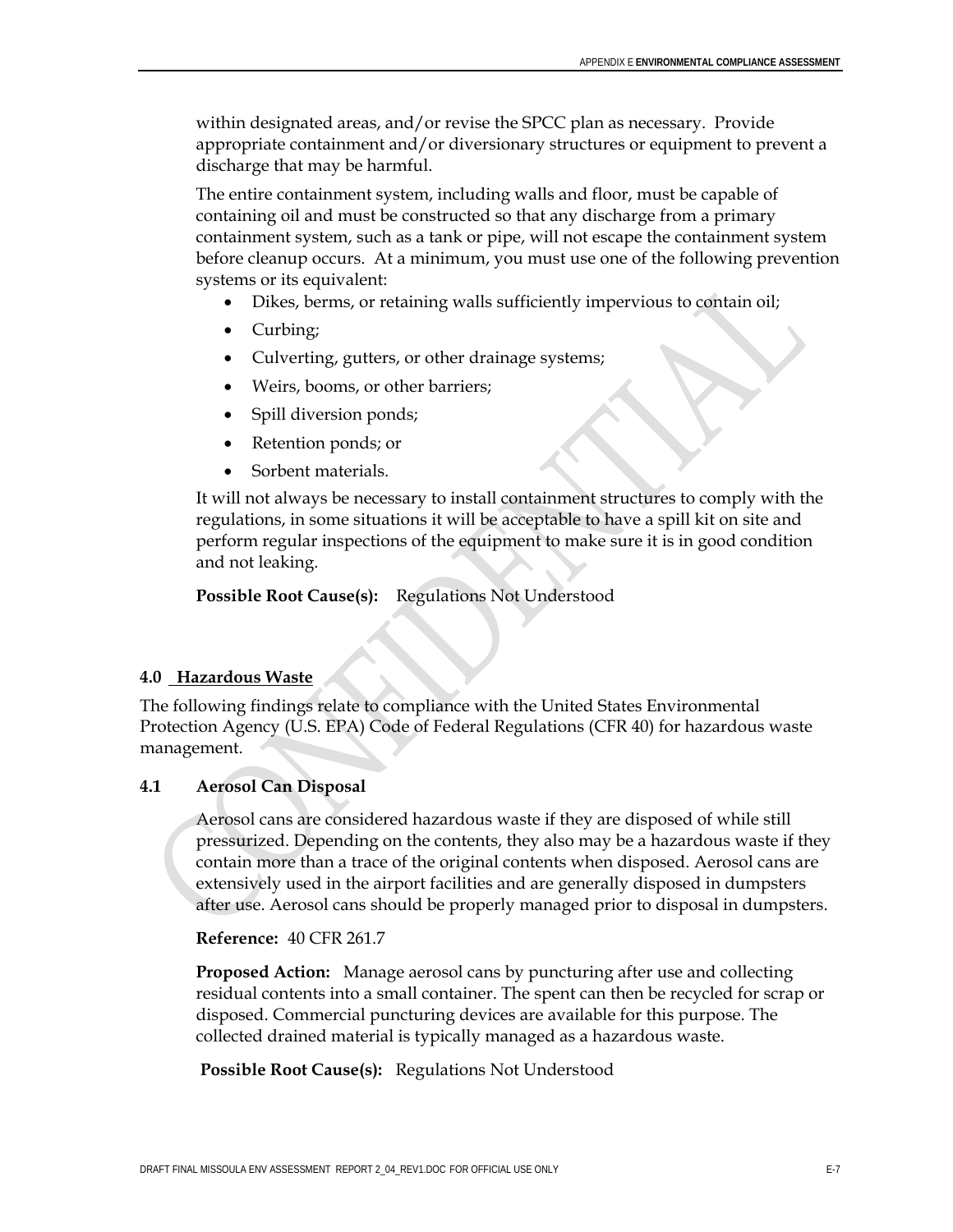within designated areas, and/or revise the SPCC plan as necessary. Provide appropriate containment and/or diversionary structures or equipment to prevent a discharge that may be harmful.

The entire containment system, including walls and floor, must be capable of containing oil and must be constructed so that any discharge from a primary containment system, such as a tank or pipe, will not escape the containment system before cleanup occurs. At a minimum, you must use one of the following prevention systems or its equivalent:

- Dikes, berms, or retaining walls sufficiently impervious to contain oil;
- Curbing;
- Culverting, gutters, or other drainage systems;
- Weirs, booms, or other barriers;
- Spill diversion ponds;
- Retention ponds; or
- Sorbent materials.

It will not always be necessary to install containment structures to comply with the regulations, in some situations it will be acceptable to have a spill kit on site and perform regular inspections of the equipment to make sure it is in good condition and not leaking.

**Possible Root Cause(s):** Regulations Not Understood

## 4.0 Hazardous Waste

The following findings relate to compliance with the United States Environmental Protection Agency (U.S. EPA) Code of Federal Regulations (CFR 40) for hazardous waste management.

### 4.1 Aerosol Can Disposal

Aerosol cans are considered hazardous waste if they are disposed of while still pressurized. Depending on the contents, they also may be a hazardous waste if they contain more than a trace of the original contents when disposed. Aerosol cans are extensively used in the airport facilities and are generally disposed in dumpsters after use. Aerosol cans should be properly managed prior to disposal in dumpsters.

**Reference:** 40 CFR 261.7

**Proposed Action:** Manage aerosol cans by puncturing after use and collecting residual contents into a small container. The spent can then be recycled for scrap or disposed. Commercial puncturing devices are available for this purpose. The collected drained material is typically managed as a hazardous waste.

**Possible Root Cause(s):** Regulations Not Understood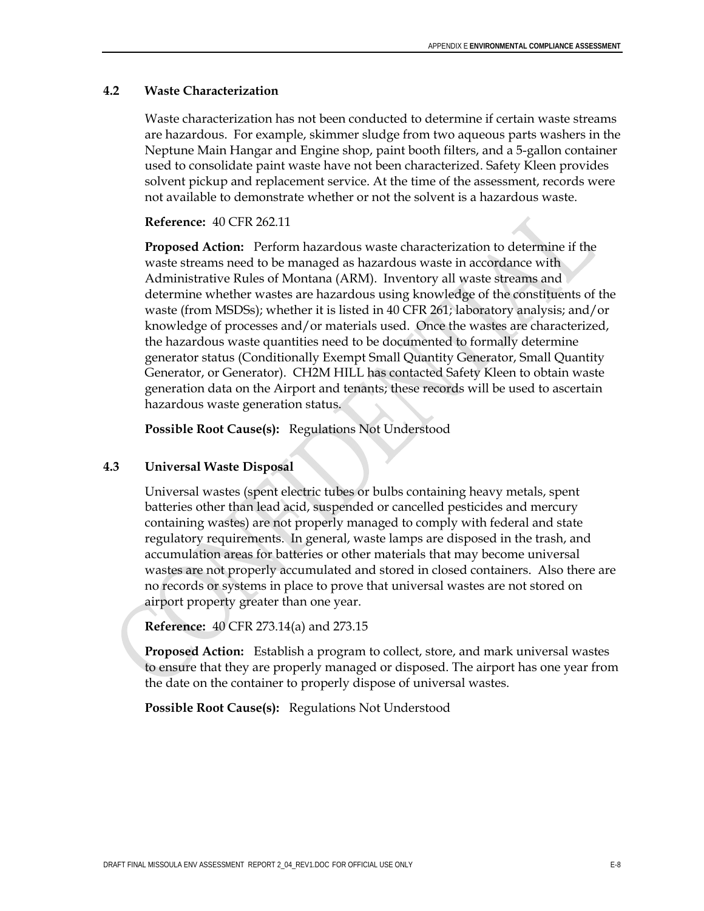### 4.2 Waste Characterization

Waste characterization has not been conducted to determine if certain waste streams are hazardous. For example, skimmer sludge from two aqueous parts washers in the Neptune Main Hangar and Engine shop, paint booth filters, and a 5-gallon container used to consolidate paint waste have not been characterized. Safety Kleen provides solvent pickup and replacement service. At the time of the assessment, records were not available to demonstrate whether or not the solvent is a hazardous waste.

**Reference:** 40 CFR 262.11

**Proposed Action:** Perform hazardous waste characterization to determine if the waste streams need to be managed as hazardous waste in accordance with Administrative Rules of Montana (ARM). Inventory all waste streams and determine whether wastes are hazardous using knowledge of the constituents of the waste (from MSDSs); whether it is listed in 40 CFR 261; laboratory analysis; and/or knowledge of processes and/or materials used. Once the wastes are characterized, the hazardous waste quantities need to be documented to formally determine generator status (Conditionally Exempt Small Quantity Generator, Small Quantity Generator, or Generator). CH2M HILL has contacted Safety Kleen to obtain waste generation data on the Airport and tenants; these records will be used to ascertain hazardous waste generation status.

**Possible Root Cause(s):** Regulations Not Understood

### 4.3 Universal Waste Disposal

Universal wastes (spent electric tubes or bulbs containing heavy metals, spent batteries other than lead acid, suspended or cancelled pesticides and mercury containing wastes) are not properly managed to comply with federal and state regulatory requirements. In general, waste lamps are disposed in the trash, and accumulation areas for batteries or other materials that may become universal wastes are not properly accumulated and stored in closed containers. Also there are no records or systems in place to prove that universal wastes are not stored on airport property greater than one year.

**Reference:** 40 CFR 273.14(a) and 273.15

**Proposed Action:** Establish a program to collect, store, and mark universal wastes to ensure that they are properly managed or disposed. The airport has one year from the date on the container to properly dispose of universal wastes.

**Possible Root Cause(s):** Regulations Not Understood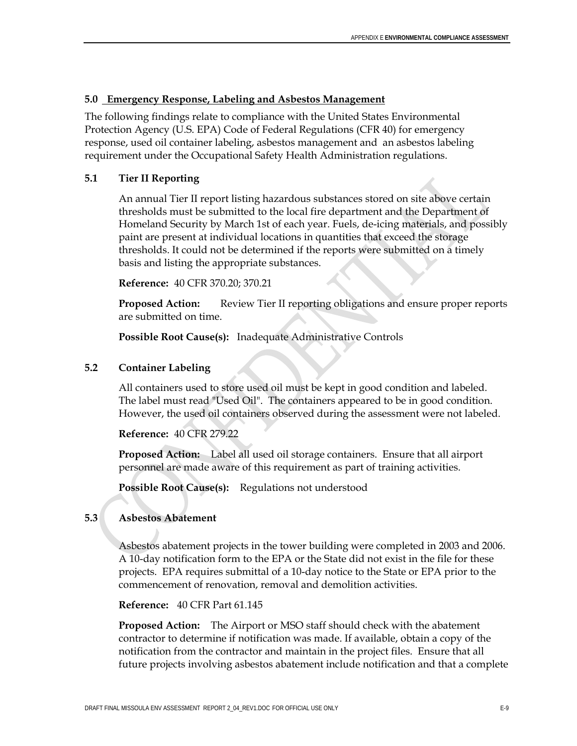## 5.0 Emergency Response, Labeling and Asbestos Management

The following findings relate to compliance with the United States Environmental Protection Agency (U.S. EPA) Code of Federal Regulations (CFR 40) for emergency response, used oil container labeling, asbestos management and an asbestos labeling requirement under the Occupational Safety Health Administration regulations.

### 5.1 Tier II Reporting

An annual Tier II report listing hazardous substances stored on site above certain thresholds must be submitted to the local fire department and the Department of Homeland Security by March 1st of each year. Fuels, de-icing materials, and possibly paint are present at individual locations in quantities that exceed the storage thresholds. It could not be determined if the reports were submitted on a timely basis and listing the appropriate substances.

**Reference:** 40 CFR 370.20; 370.21

**Proposed Action:** Review Tier II reporting obligations and ensure proper reports are submitted on time.

**Possible Root Cause(s):** Inadequate Administrative Controls

### 5.2 Container Labeling

All containers used to store used oil must be kept in good condition and labeled. The label must read "Used Oil". The containers appeared to be in good condition. However, the used oil containers observed during the assessment were not labeled.

**Reference:** 40 CFR 279.22

**Proposed Action:** Label all used oil storage containers. Ensure that all airport personnel are made aware of this requirement as part of training activities.

**Possible Root Cause(s):** Regulations not understood

### 5.3 Asbestos Abatement

Asbestos abatement projects in the tower building were completed in 2003 and 2006. A 10-day notification form to the EPA or the State did not exist in the file for these projects. EPA requires submittal of a 10-day notice to the State or EPA prior to the commencement of renovation, removal and demolition activities.

**Reference:** 40 CFR Part 61.145

**Proposed Action:** The Airport or MSO staff should check with the abatement contractor to determine if notification was made. If available, obtain a copy of the notification from the contractor and maintain in the project files. Ensure that all future projects involving asbestos abatement include notification and that a complete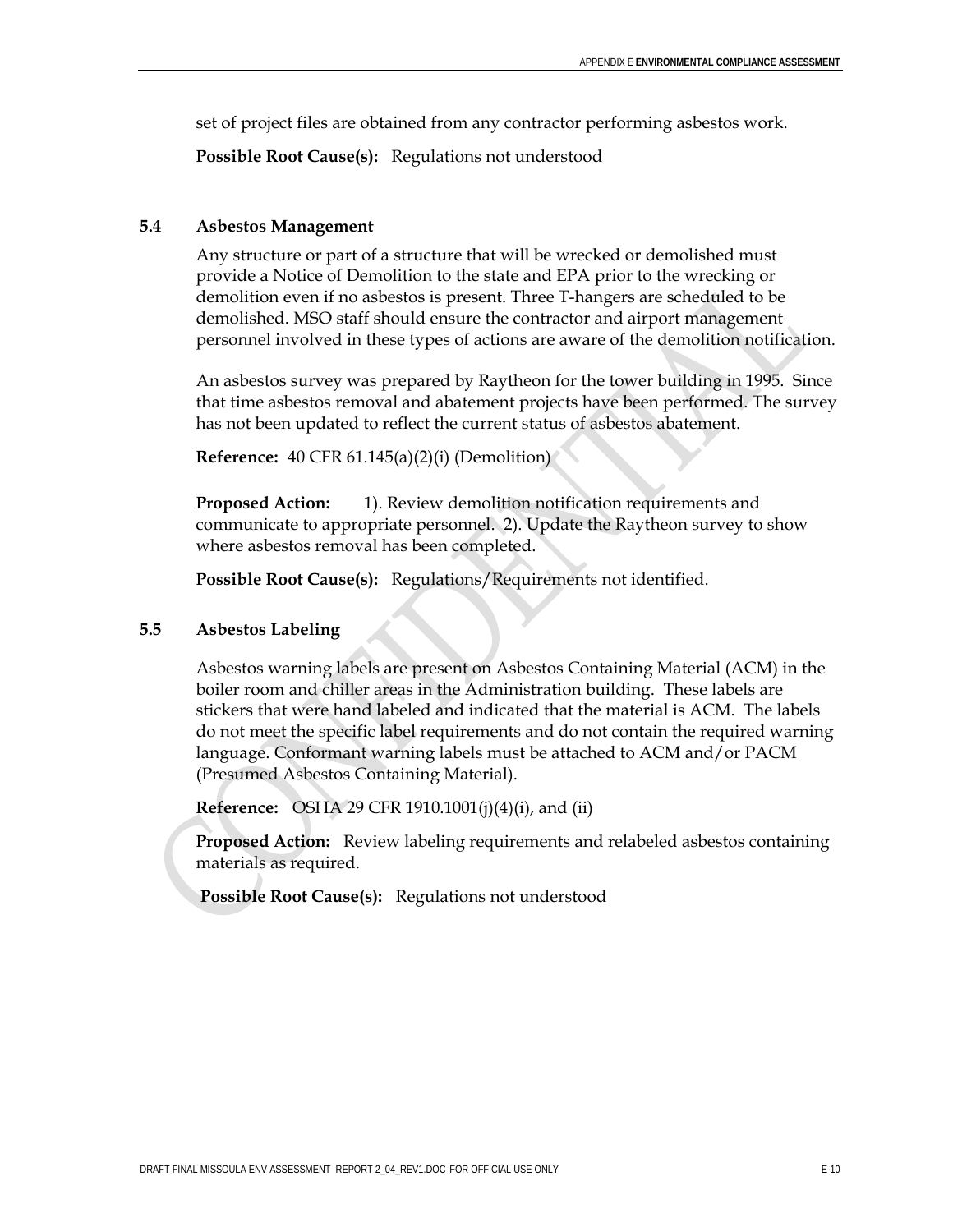set of project files are obtained from any contractor performing asbestos work.

**Possible Root Cause(s):** Regulations not understood

### 5.4 Asbestos Management

Any structure or part of a structure that will be wrecked or demolished must provide a Notice of Demolition to the state and EPA prior to the wrecking or demolition even if no asbestos is present. Three T-hangers are scheduled to be demolished. MSO staff should ensure the contractor and airport management personnel involved in these types of actions are aware of the demolition notification.

An asbestos survey was prepared by Raytheon for the tower building in 1995. Since that time asbestos removal and abatement projects have been performed. The survey has not been updated to reflect the current status of asbestos abatement.

**Reference:** 40 CFR 61.145(a)(2)(i) (Demolition)

**Proposed Action:** 1). Review demolition notification requirements and communicate to appropriate personnel. 2). Update the Raytheon survey to show where asbestos removal has been completed.

**Possible Root Cause(s):** Regulations/Requirements not identified.

### 5.5 Asbestos Labeling

Asbestos warning labels are present on Asbestos Containing Material (ACM) in the boiler room and chiller areas in the Administration building. These labels are stickers that were hand labeled and indicated that the material is ACM. The labels do not meet the specific label requirements and do not contain the required warning language. Conformant warning labels must be attached to ACM and/or PACM (Presumed Asbestos Containing Material).

**Reference:** OSHA 29 CFR 1910.1001(j)(4)(i), and (ii)

**Proposed Action:** Review labeling requirements and relabeled asbestos containing materials as required.

**Possible Root Cause(s):** Regulations not understood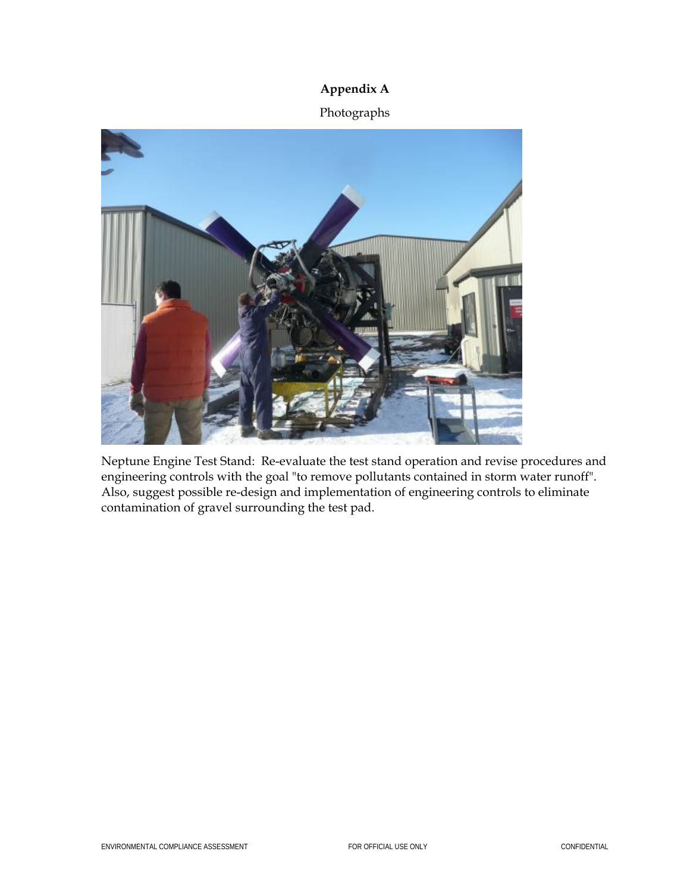# Appendix A

Photographs

Neptune Engine Test Stand: Re-evaluate the test stand operation and revise procedures and engineering controls with the goal "to remove pollutants contained in storm water runoff". Also, suggest possible re-design and implementation of engineering controls to eliminate contamination of gravel surrounding the test pad.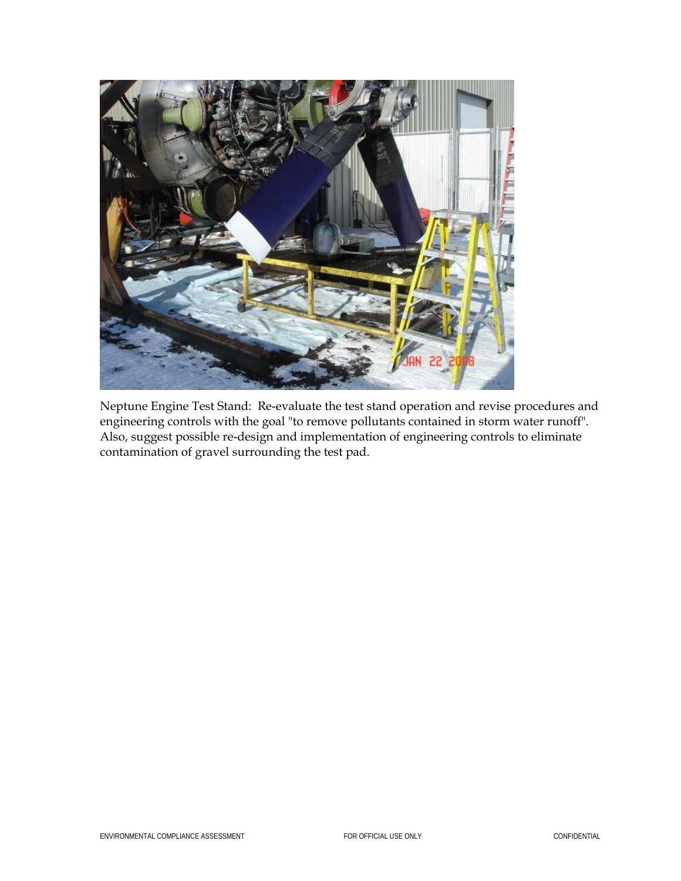Neptune Engine Test Stand: Re-evaluate the test stand operation and revise procedures and engineering controls with the goal "to remove pollutants contained in storm water runoff". Also, suggest possible re-design and implementation of engineering controls to eliminate contamination of gravel surrounding the test pad.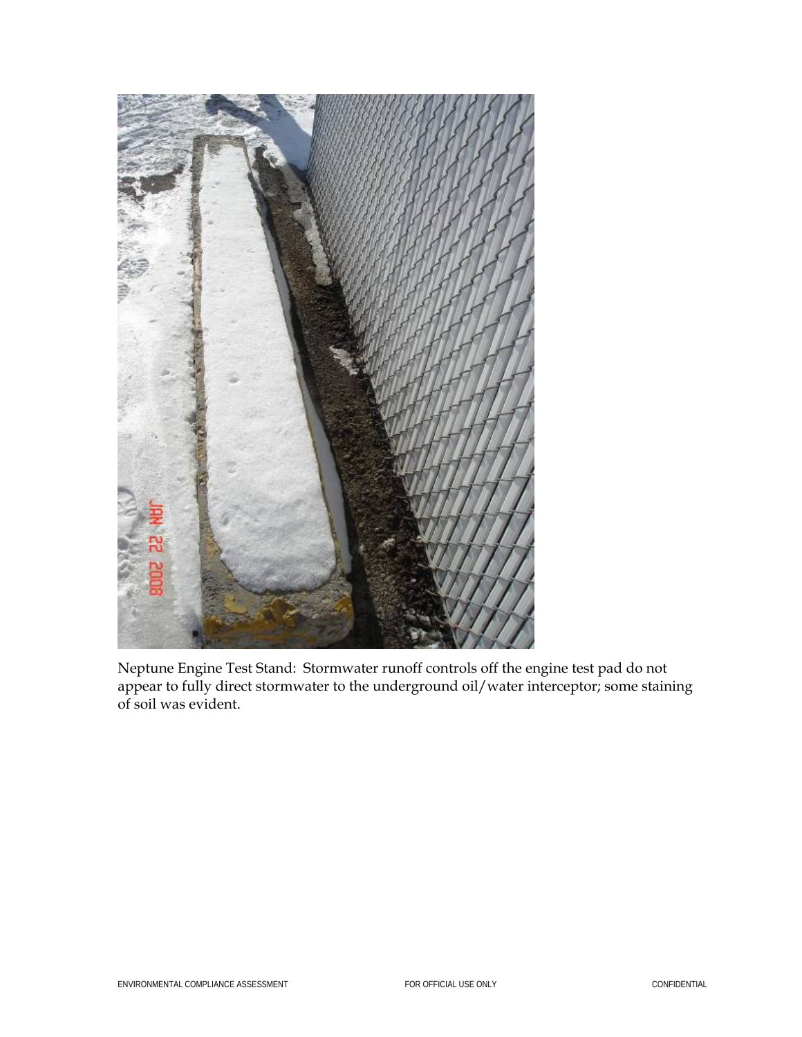Neptune Engine Test Stand: Stormwater runoff controls off the engine test pad do not appear to fully direct stormwater to the underground oil/water interceptor; some staining of soil was evident.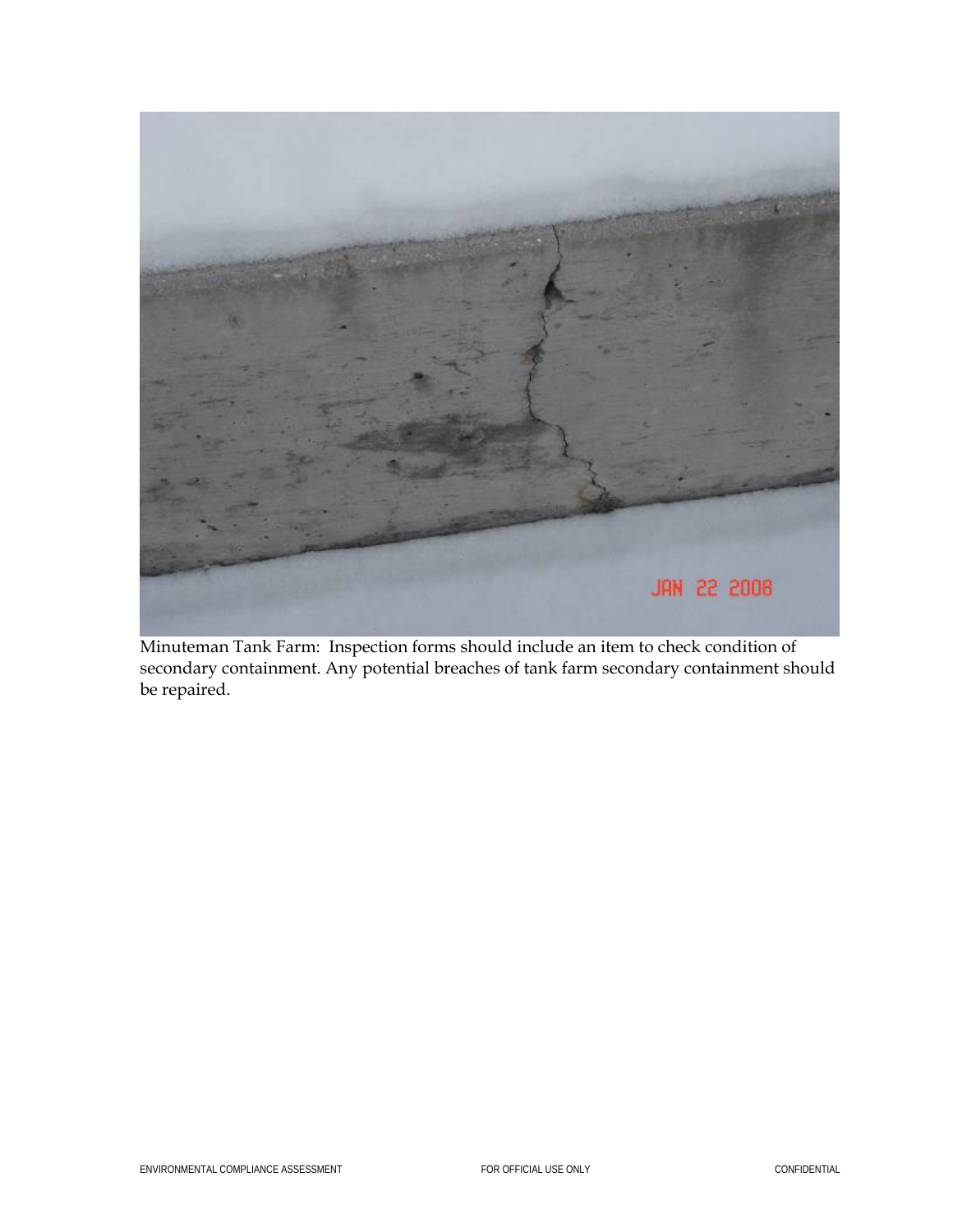Minuteman Tank Farm: Inspection forms should include an item to check condition of secondary containment. Any potential breaches of tank farm secondary containment should be repaired.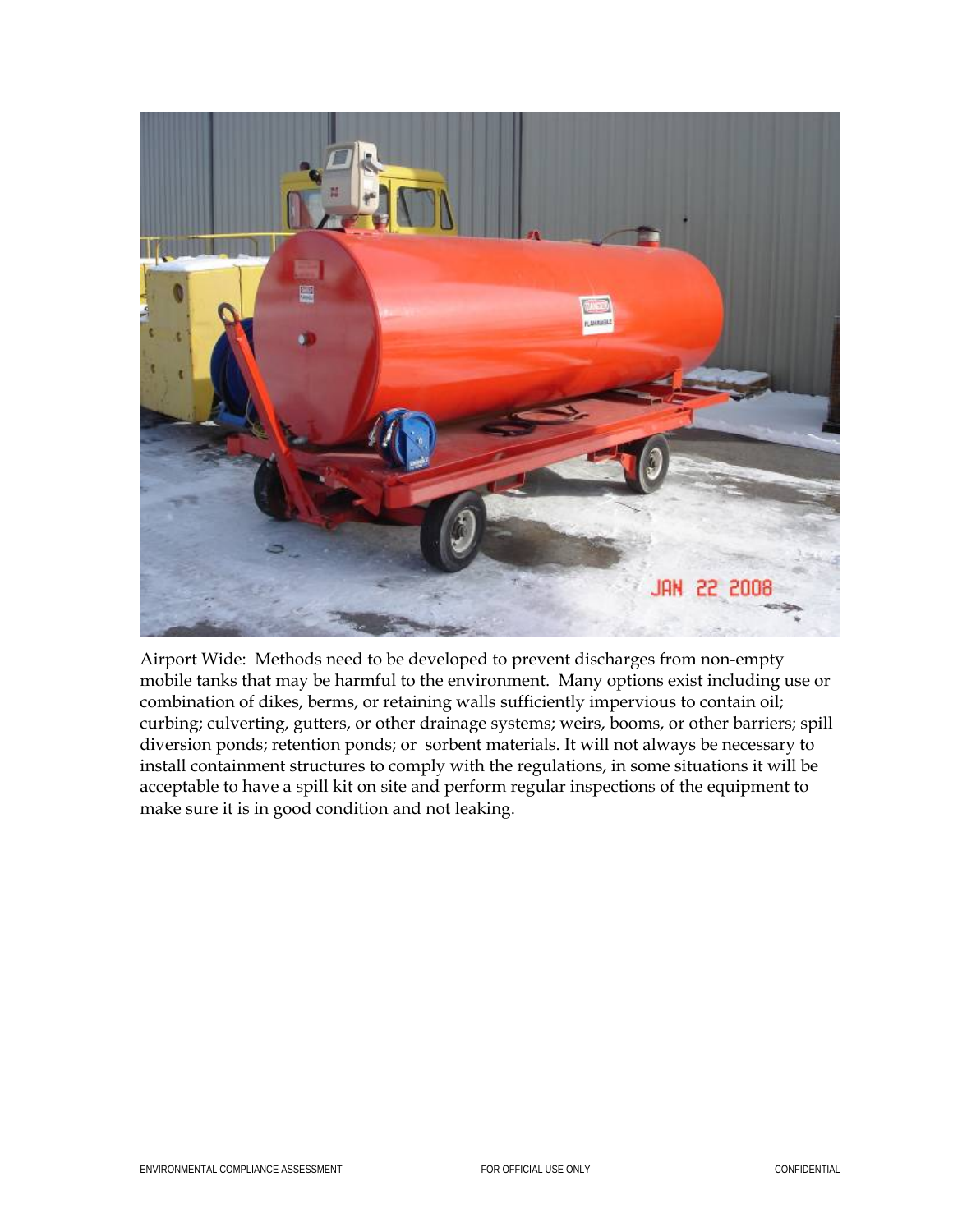Airport Wide: Methods need to be developed to prevent discharges from non-empty mobile tanks that may be harmful to the environment. Many options exist including use or combination of dikes, berms, or retaining walls sufficiently impervious to contain oil; curbing; culverting, gutters, or other drainage systems; weirs, booms, or other barriers; spill diversion ponds; retention ponds; or sorbent materials. It will not always be necessary to install containment structures to comply with the regulations, in some situations it will be acceptable to have a spill kit on site and perform regular inspections of the equipment to make sure it is in good condition and not leaking.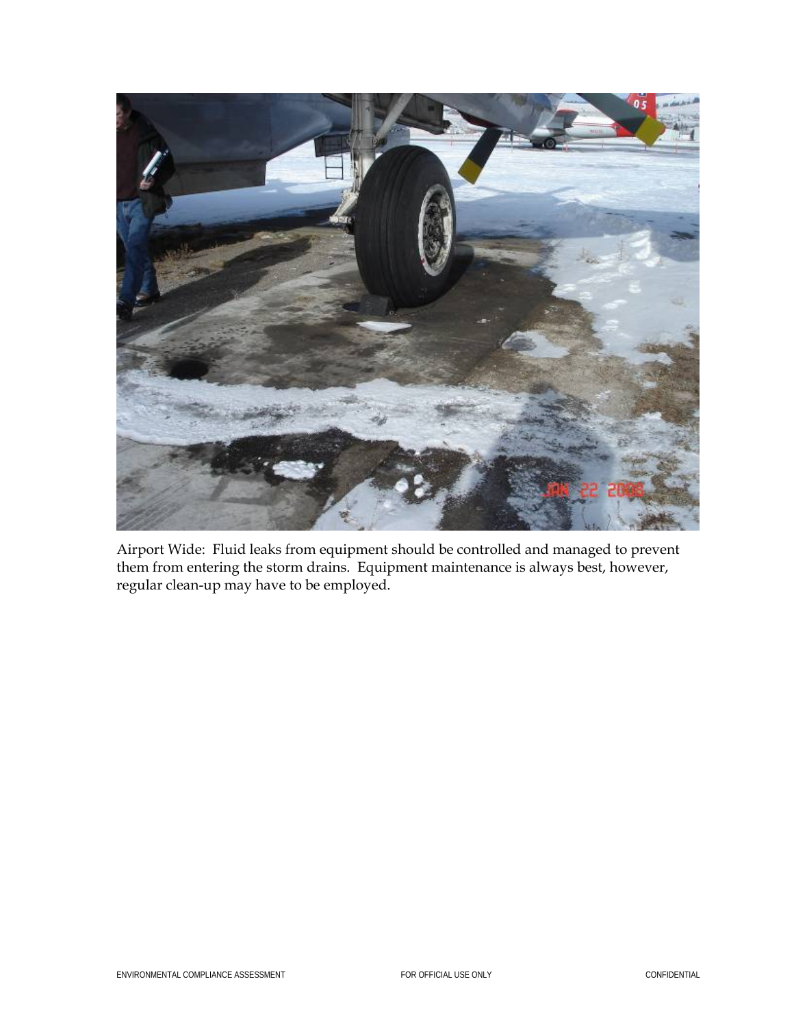Airport Wide: Fluid leaks from equipment should be controlled and managed to prevent them from entering the storm drains. Equipment maintenance is always best, however, regular clean-up may have to be employed.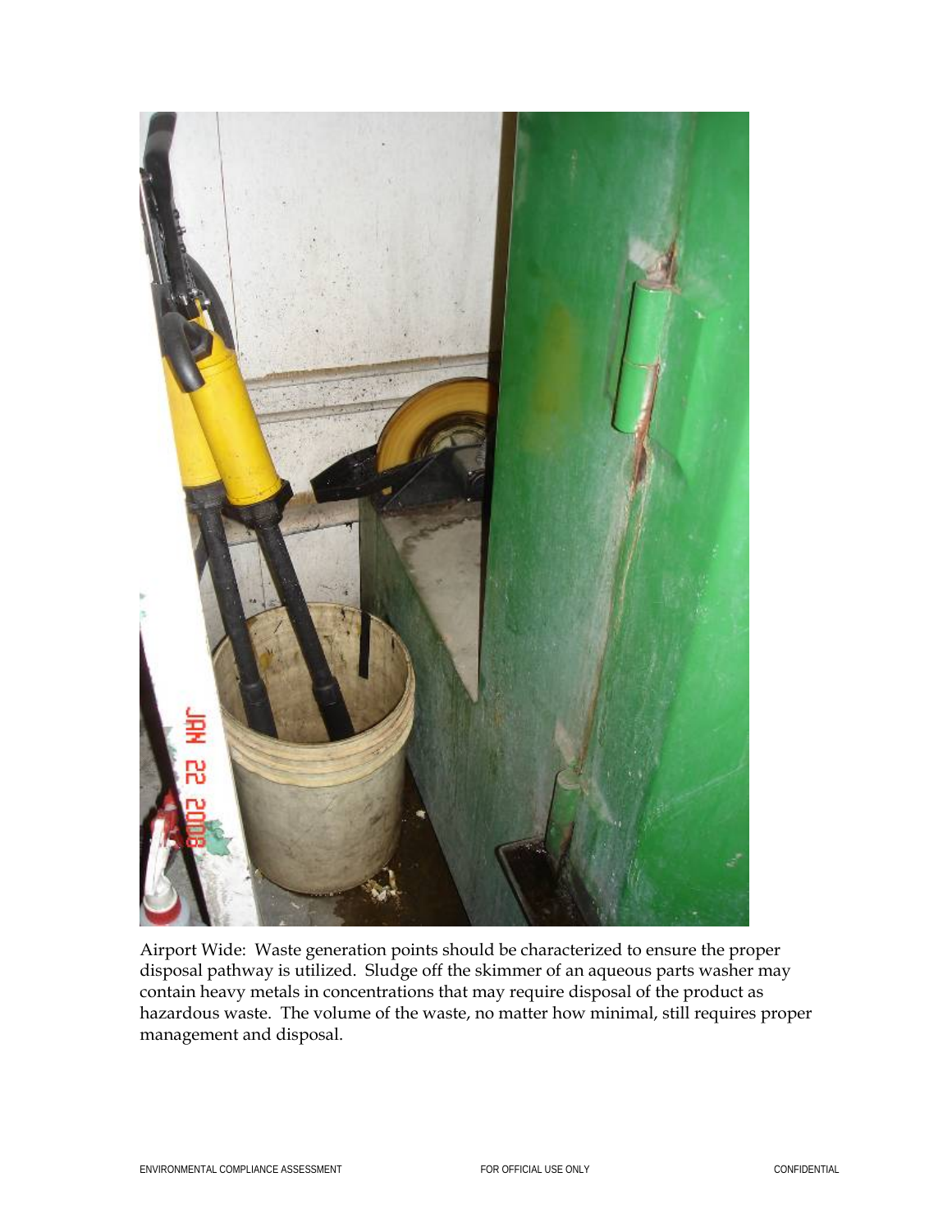Airport Wide: Waste generation points should be characterized to ensure the proper disposal pathway is utilized. Sludge off the skimmer of an aqueous parts washer may contain heavy metals in concentrations that may require disposal of the product as hazardous waste. The volume of the waste, no matter how minimal, still requires proper management and disposal.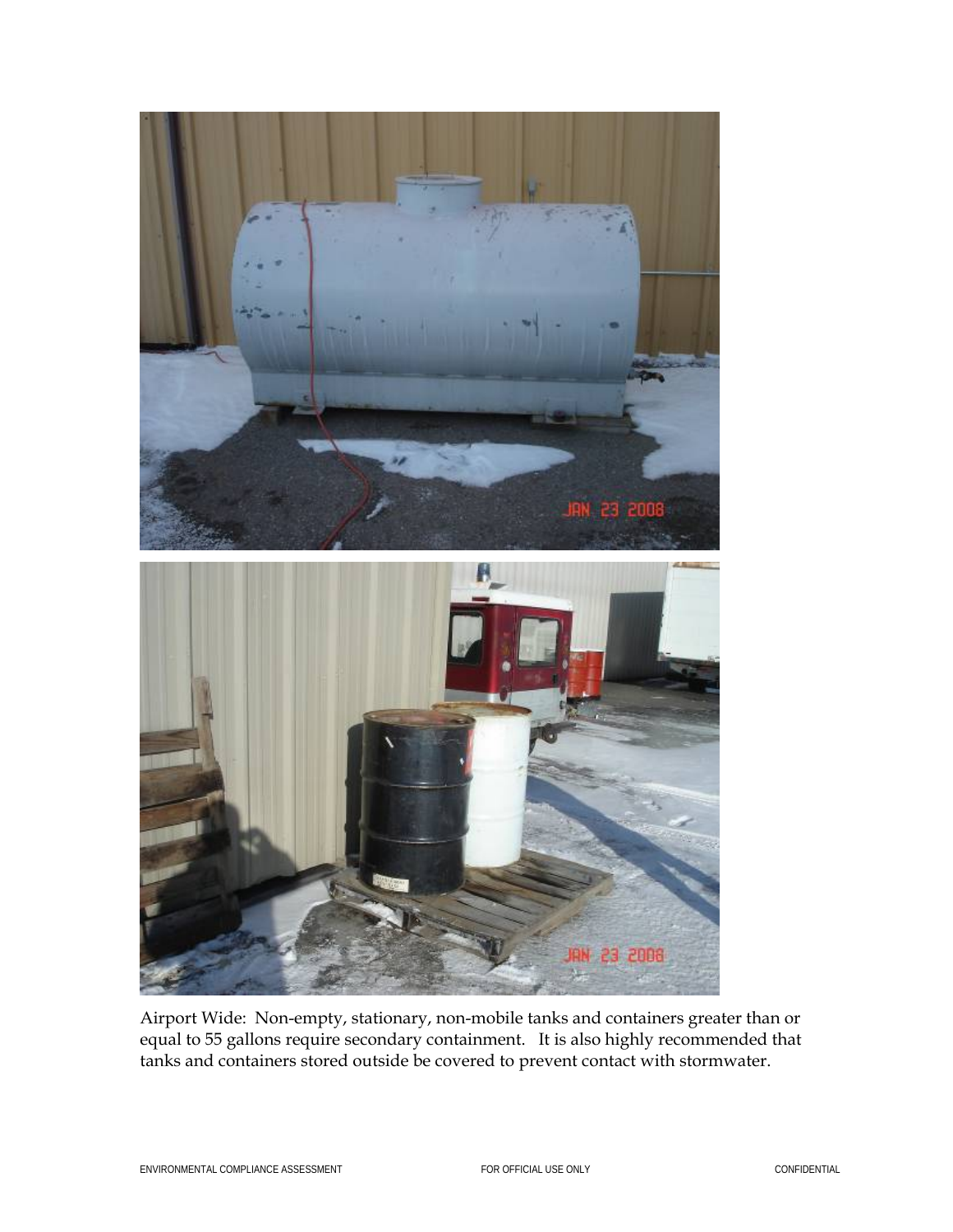Airport Wide: Non-empty, stationary, non-mobile tanks and containers greater than or equal to 55 gallons require secondary containment. It is also highly recommended that tanks and containers stored outside be covered to prevent contact with stormwater.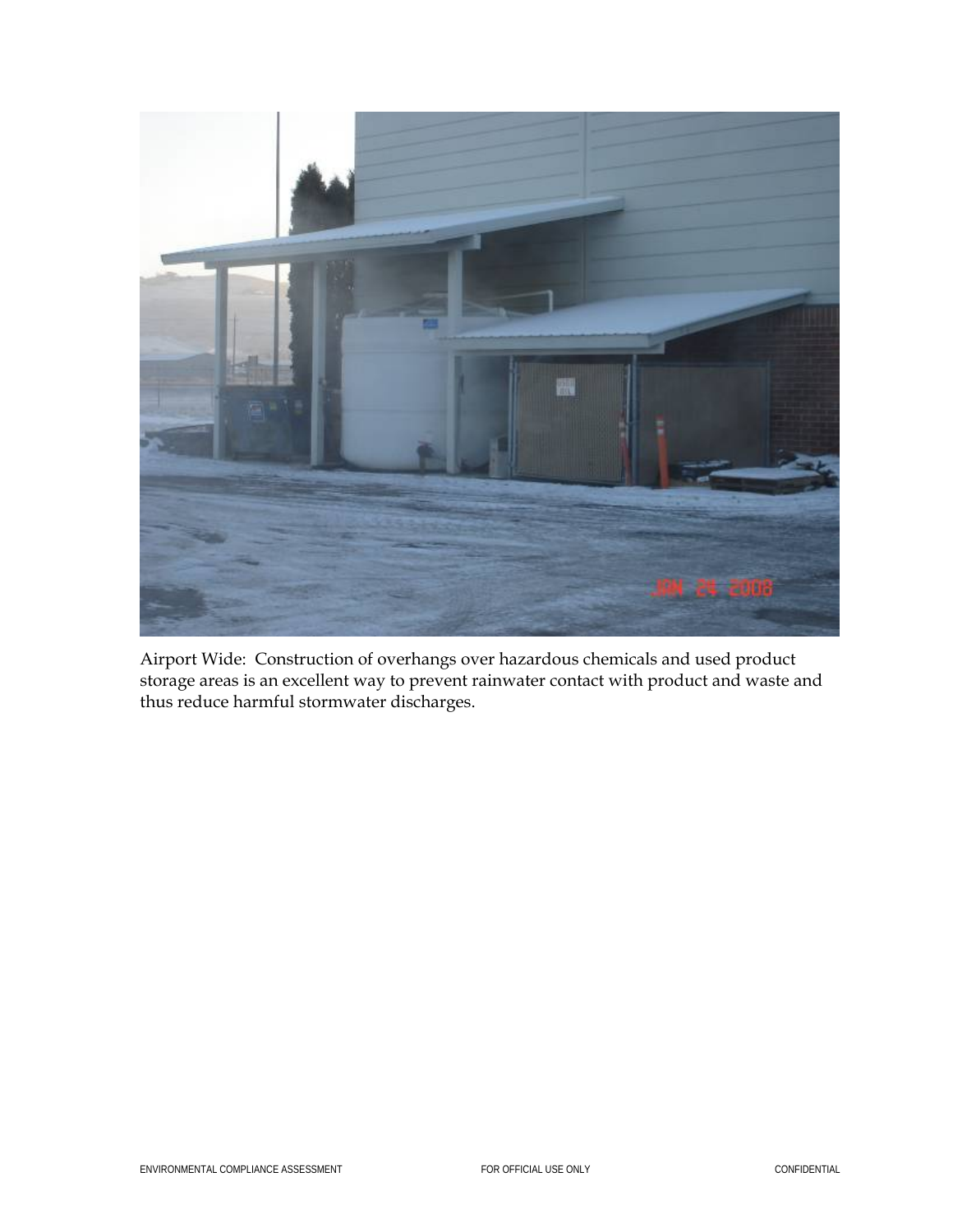Airport Wide: Construction of overhangs over hazardous chemicals and used product storage areas is an excellent way to prevent rainwater contact with product and waste and thus reduce harmful stormwater discharges.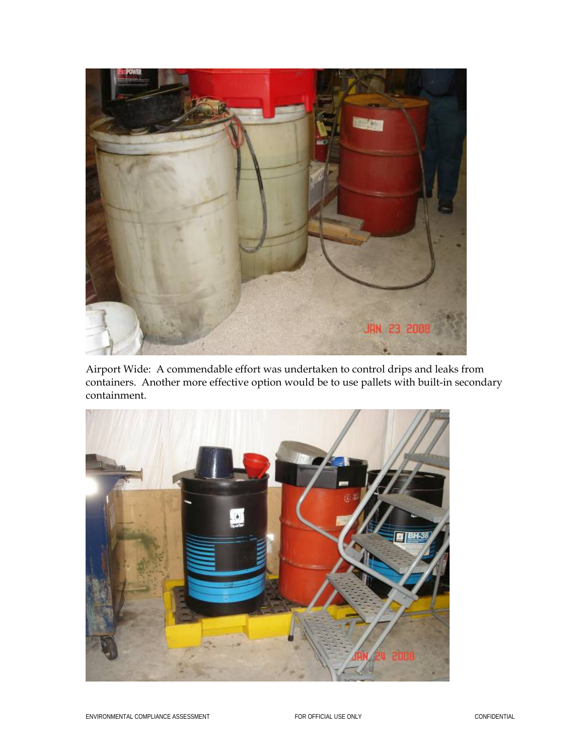Airport Wide: A commendable effort was undertaken to control drips and leaks from containers. Another more effective option would be to use pallets with built-in secondary containment.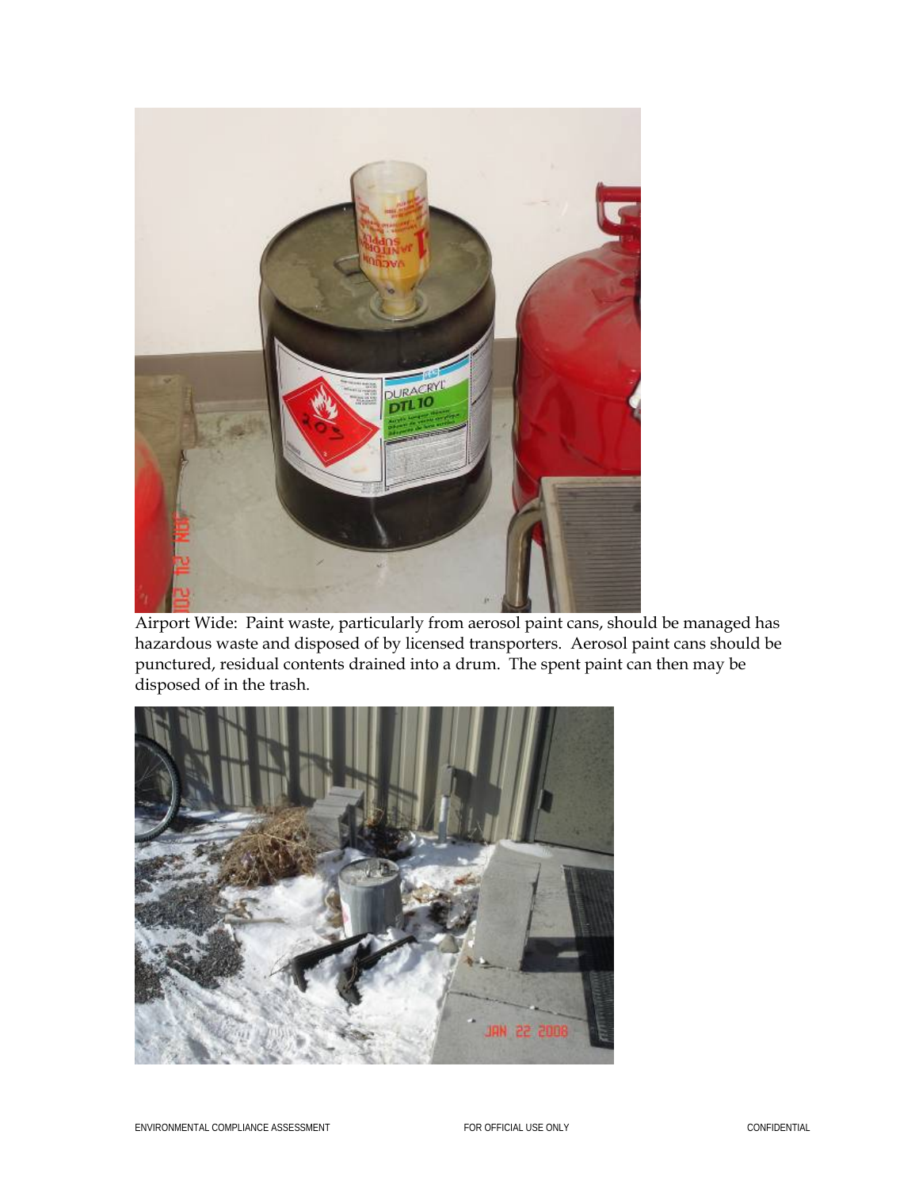Airport Wide: Paint waste, particularly from aerosol paint cans, should be managed has hazardous waste and disposed of by licensed transporters. Aerosol paint cans should be punctured, residual contents drained into a drum. The spent paint can then may be disposed of in the trash.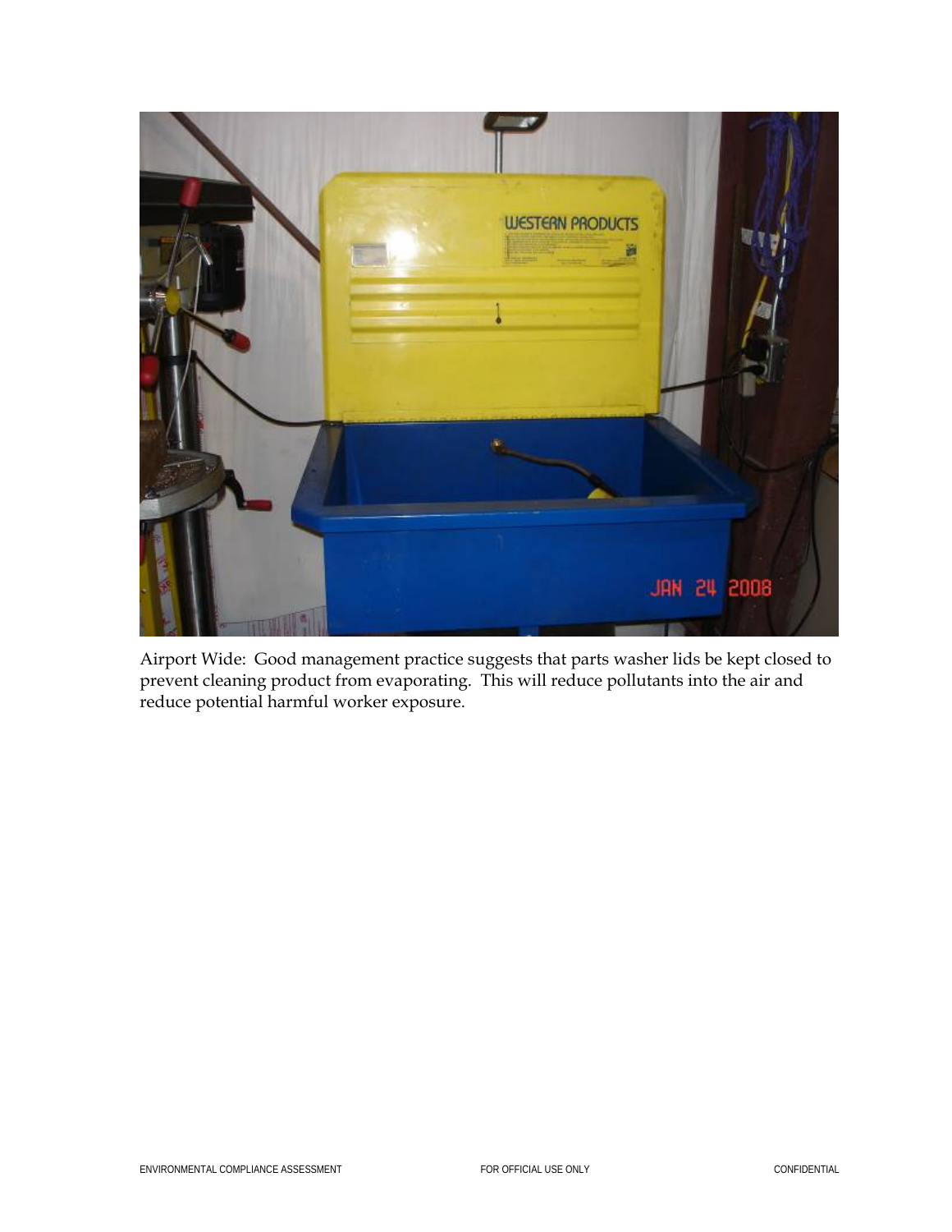Airport Wide: Good management practice suggests that parts washer lids be kept closed to prevent cleaning product from evaporating. This will reduce pollutants into the air and reduce potential harmful worker exposure.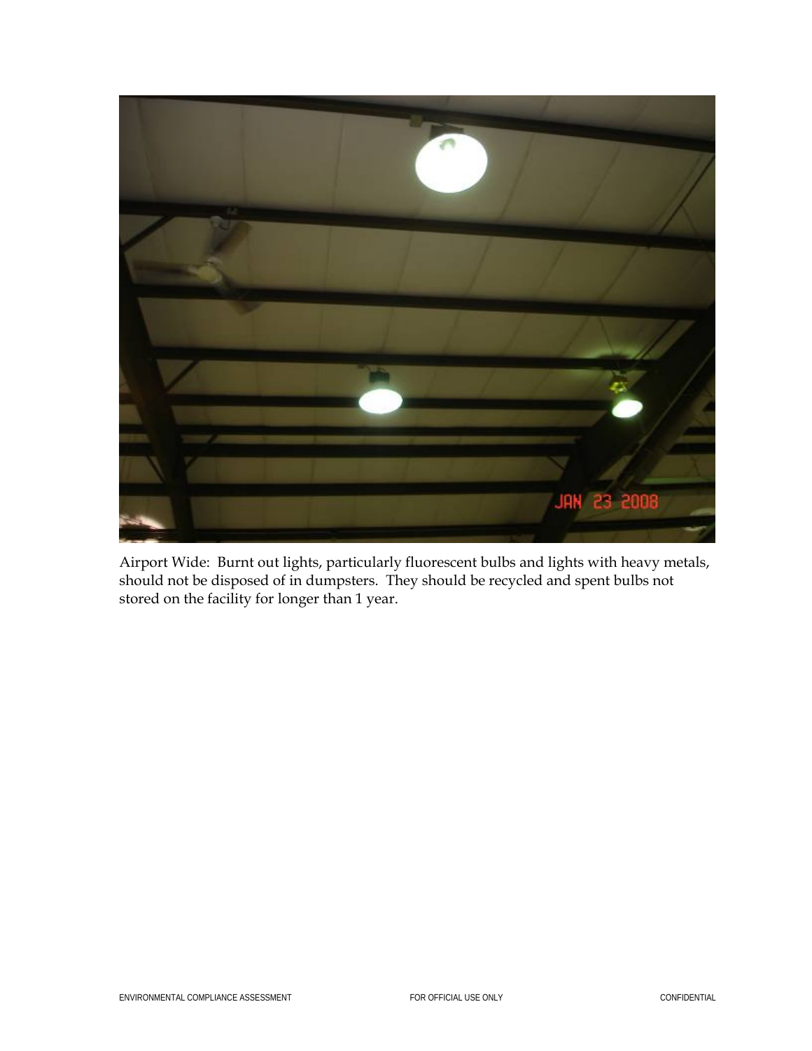Airport Wide: Burnt out lights, particularly fluorescent bulbs and lights with heavy metals, should not be disposed of in dumpsters. They should be recycled and spent bulbs not stored on the facility for longer than 1 year.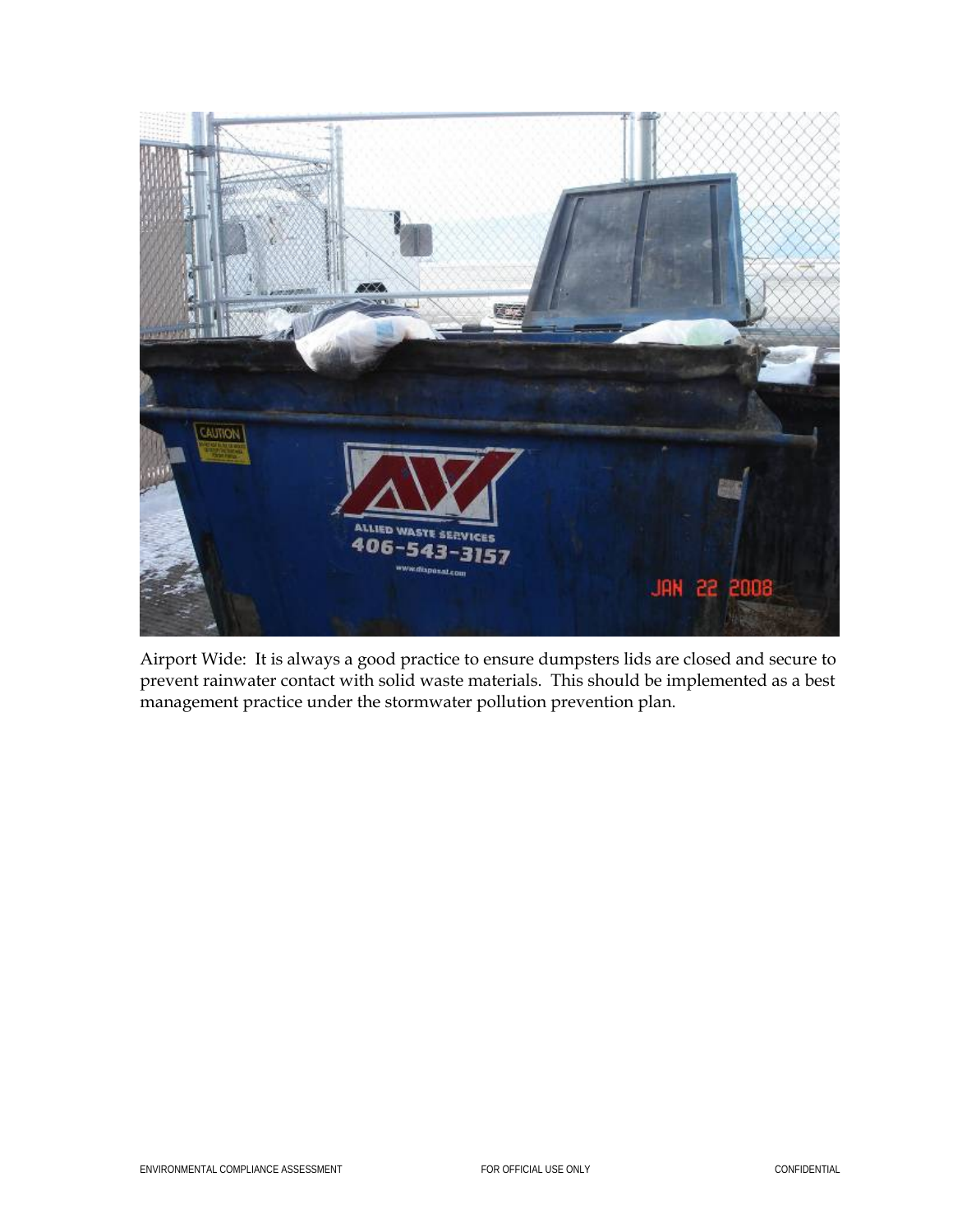Airport Wide: It is always a good practice to ensure dumpsters lids are closed and secure to prevent rainwater contact with solid waste materials. This should be implemented as a best management practice under the stormwater pollution prevention plan.